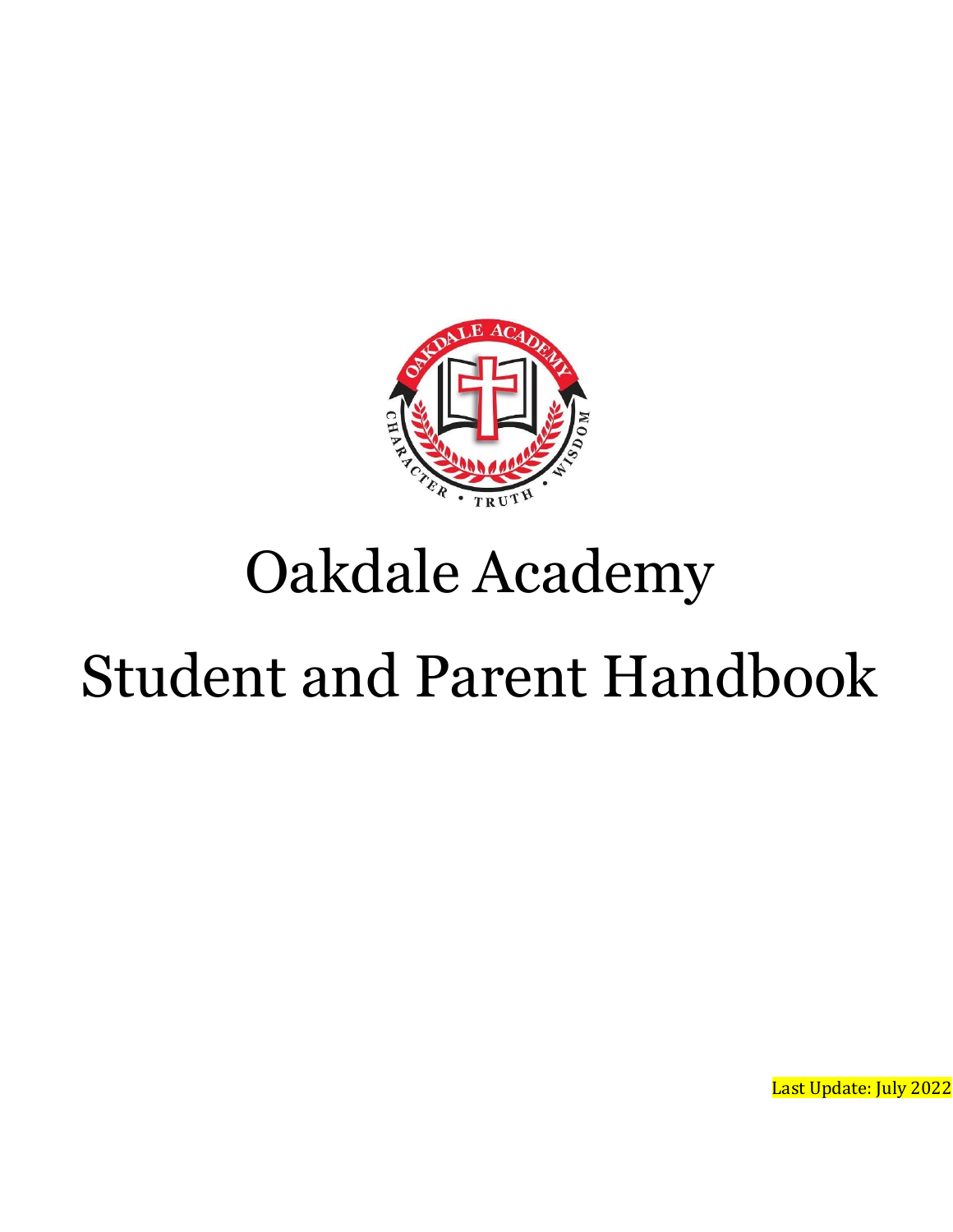# Oakdale Academy

# Student and Parent Handbook

Last Update: July 2022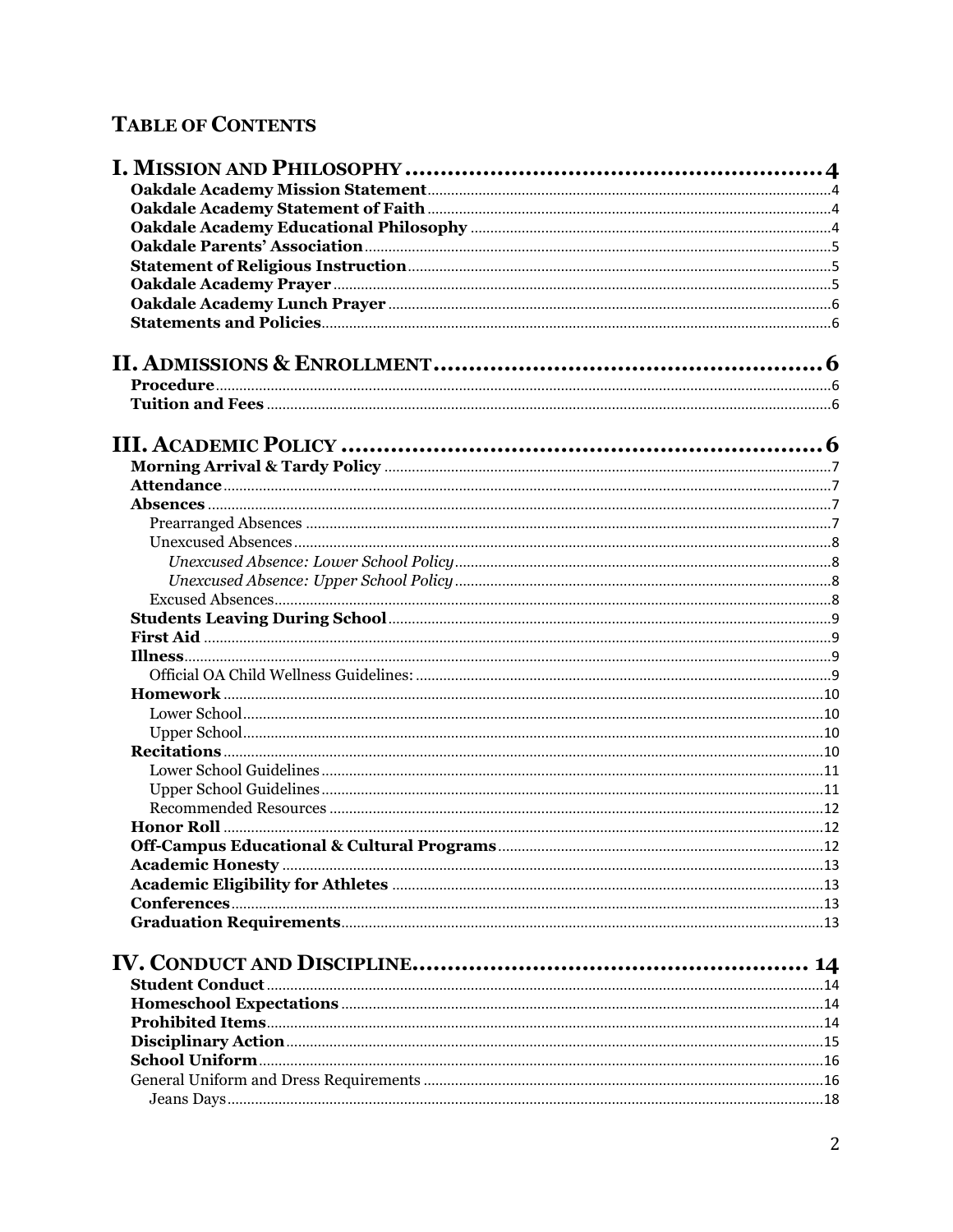## TABLE OF CONTENTS

**I. MISSION AND PHILOSOPHY** .......... 4
- **Oakdale Academy Mission Statement** .......... 4
- **Oakdale Academy Statement of Faith** .......... 4
- **Oakdale Academy Educational Philosophy** .......... 4
- **Oakdale Parents' Association** .......... 5
- **Statement of Religious Instruction** .......... 5
- **Oakdale Academy Prayer** .......... 5
- **Oakdale Academy Lunch Prayer** .......... 6
- **Statements and Policies** .......... 6

**II. ADMISSIONS & ENROLLMENT** .......... 6
- **Procedure** .......... 6
- **Tuition and Fees** .......... 6

**III. ACADEMIC POLICY** .......... 6
- **Morning Arrival & Tardy Policy** .......... 7
- **Attendance** .......... 7
- **Absences** .......... 7
  - Prearranged Absences .......... 7
  - Unexcused Absences .......... 8
    - *Unexcused Absence: Lower School Policy* .......... 8
    - *Unexcused Absence: Upper School Policy* .......... 8
  - Excused Absences .......... 8
- **Students Leaving During School** .......... 9
- **First Aid** .......... 9
- **Illness** .......... 9
  - Official OA Child Wellness Guidelines: .......... 9
- **Homework** .......... 10
  - Lower School .......... 10
  - Upper School .......... 10
- **Recitations** .......... 10
  - Lower School Guidelines .......... 11
  - Upper School Guidelines .......... 11
  - Recommended Resources .......... 12
- **Honor Roll** .......... 12
- **Off-Campus Educational & Cultural Programs** .......... 12
- **Academic Honesty** .......... 13
- **Academic Eligibility for Athletes** .......... 13
- **Conferences** .......... 13
- **Graduation Requirements** .......... 13

**IV. CONDUCT AND DISCIPLINE** .......... 14
- **Student Conduct** .......... 14
- **Homeschool Expectations** .......... 14
- **Prohibited Items** .......... 14
- **Disciplinary Action** .......... 15
- **School Uniform** .......... 16
- General Uniform and Dress Requirements .......... 16
  - Jeans Days .......... 18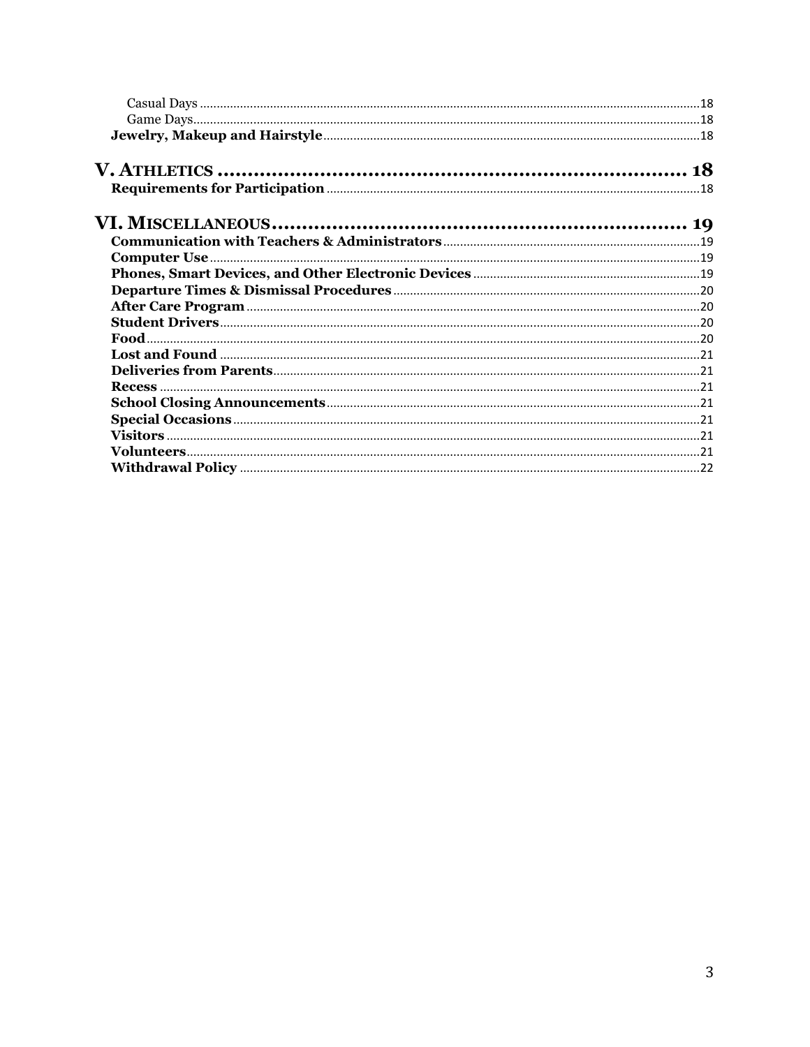Casual Days ..... 18
Game Days ..... 18
**Jewelry, Makeup and Hairstyle** ..... 18

**V. ATHLETICS ..... 18**
**Requirements for Participation** ..... 18

**VI. MISCELLANEOUS ..... 19**
**Communication with Teachers & Administrators** ..... 19
**Computer Use** ..... 19
**Phones, Smart Devices, and Other Electronic Devices** ..... 19
**Departure Times & Dismissal Procedures** ..... 20
**After Care Program** ..... 20
**Student Drivers** ..... 20
**Food** ..... 20
**Lost and Found** ..... 21
**Deliveries from Parents** ..... 21
**Recess** ..... 21
**School Closing Announcements** ..... 21
**Special Occasions** ..... 21
**Visitors** ..... 21
**Volunteers** ..... 21
**Withdrawal Policy** ..... 22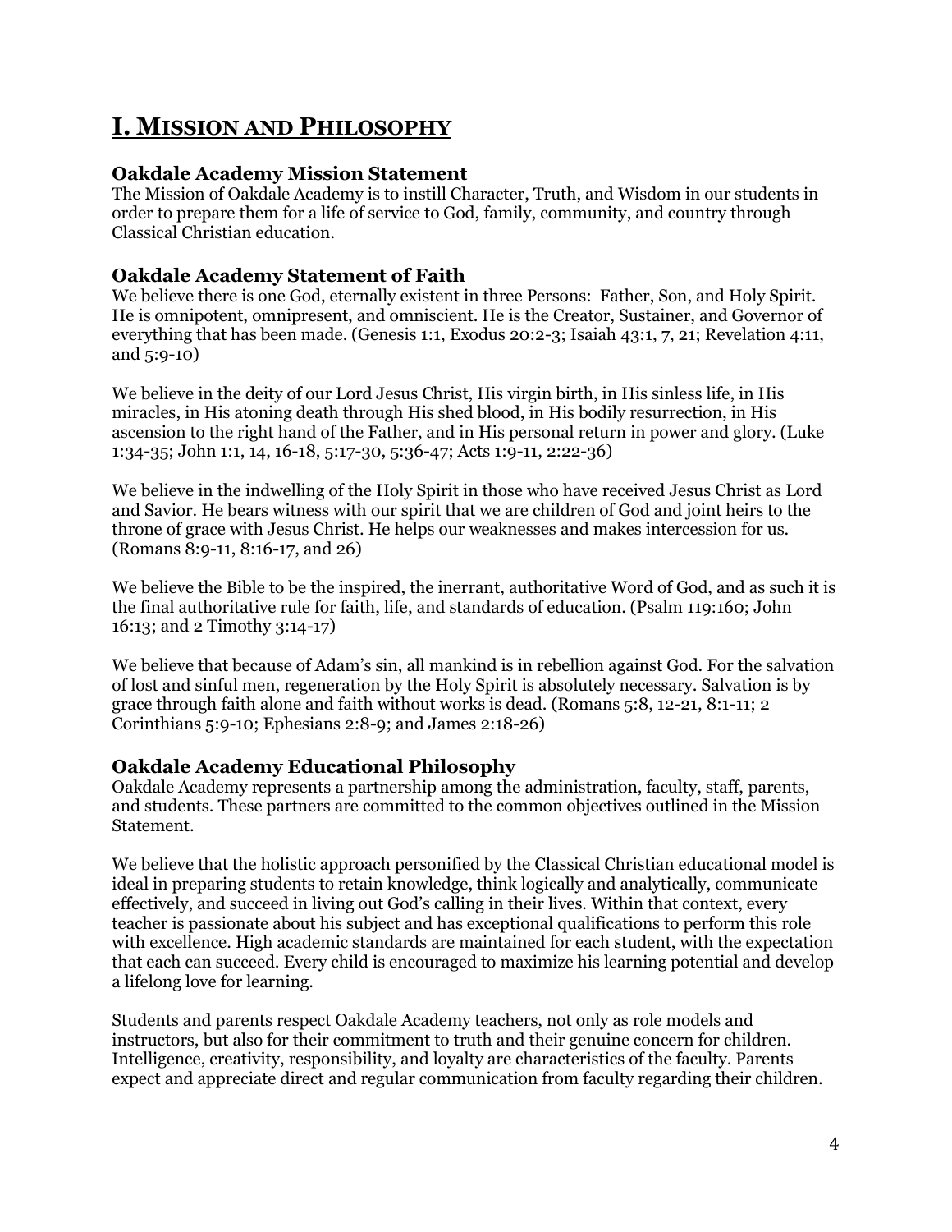# I. Mission and Philosophy

### Oakdale Academy Mission Statement

The Mission of Oakdale Academy is to instill Character, Truth, and Wisdom in our students in order to prepare them for a life of service to God, family, community, and country through Classical Christian education.

### Oakdale Academy Statement of Faith

We believe there is one God, eternally existent in three Persons: Father, Son, and Holy Spirit. He is omnipotent, omnipresent, and omniscient. He is the Creator, Sustainer, and Governor of everything that has been made. (Genesis 1:1, Exodus 20:2-3; Isaiah 43:1, 7, 21; Revelation 4:11, and 5:9-10)

We believe in the deity of our Lord Jesus Christ, His virgin birth, in His sinless life, in His miracles, in His atoning death through His shed blood, in His bodily resurrection, in His ascension to the right hand of the Father, and in His personal return in power and glory. (Luke 1:34-35; John 1:1, 14, 16-18, 5:17-30, 5:36-47; Acts 1:9-11, 2:22-36)

We believe in the indwelling of the Holy Spirit in those who have received Jesus Christ as Lord and Savior. He bears witness with our spirit that we are children of God and joint heirs to the throne of grace with Jesus Christ. He helps our weaknesses and makes intercession for us. (Romans 8:9-11, 8:16-17, and 26)

We believe the Bible to be the inspired, the inerrant, authoritative Word of God, and as such it is the final authoritative rule for faith, life, and standards of education. (Psalm 119:160; John 16:13; and 2 Timothy 3:14-17)

We believe that because of Adam's sin, all mankind is in rebellion against God. For the salvation of lost and sinful men, regeneration by the Holy Spirit is absolutely necessary. Salvation is by grace through faith alone and faith without works is dead. (Romans 5:8, 12-21, 8:1-11; 2 Corinthians 5:9-10; Ephesians 2:8-9; and James 2:18-26)

### Oakdale Academy Educational Philosophy

Oakdale Academy represents a partnership among the administration, faculty, staff, parents, and students. These partners are committed to the common objectives outlined in the Mission Statement.

We believe that the holistic approach personified by the Classical Christian educational model is ideal in preparing students to retain knowledge, think logically and analytically, communicate effectively, and succeed in living out God's calling in their lives. Within that context, every teacher is passionate about his subject and has exceptional qualifications to perform this role with excellence. High academic standards are maintained for each student, with the expectation that each can succeed. Every child is encouraged to maximize his learning potential and develop a lifelong love for learning.

Students and parents respect Oakdale Academy teachers, not only as role models and instructors, but also for their commitment to truth and their genuine concern for children. Intelligence, creativity, responsibility, and loyalty are characteristics of the faculty. Parents expect and appreciate direct and regular communication from faculty regarding their children.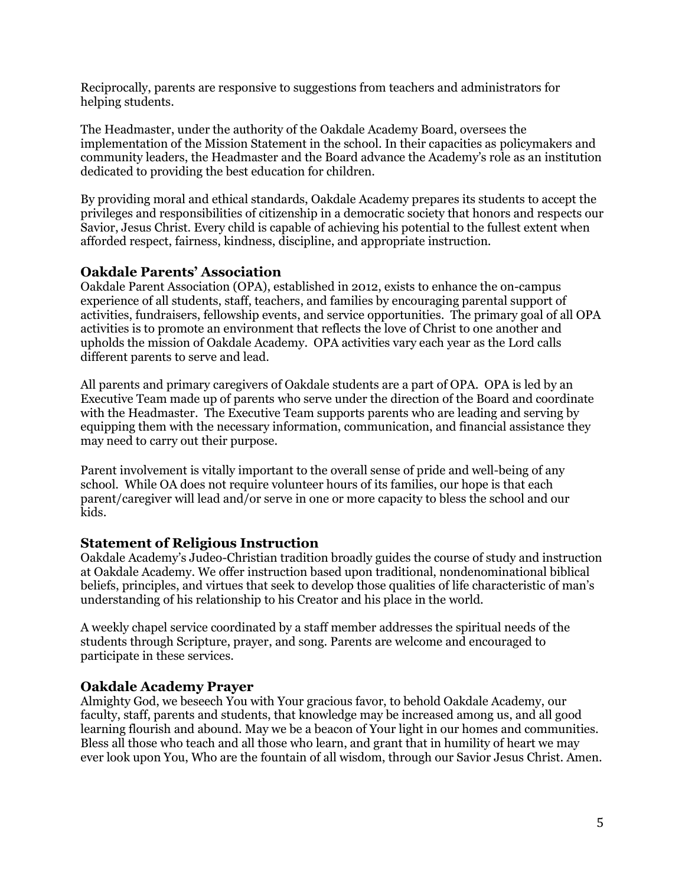Reciprocally, parents are responsive to suggestions from teachers and administrators for helping students.

The Headmaster, under the authority of the Oakdale Academy Board, oversees the implementation of the Mission Statement in the school. In their capacities as policymakers and community leaders, the Headmaster and the Board advance the Academy's role as an institution dedicated to providing the best education for children.

By providing moral and ethical standards, Oakdale Academy prepares its students to accept the privileges and responsibilities of citizenship in a democratic society that honors and respects our Savior, Jesus Christ. Every child is capable of achieving his potential to the fullest extent when afforded respect, fairness, kindness, discipline, and appropriate instruction.

## Oakdale Parents' Association

Oakdale Parent Association (OPA), established in 2012, exists to enhance the on-campus experience of all students, staff, teachers, and families by encouraging parental support of activities, fundraisers, fellowship events, and service opportunities. The primary goal of all OPA activities is to promote an environment that reflects the love of Christ to one another and upholds the mission of Oakdale Academy. OPA activities vary each year as the Lord calls different parents to serve and lead.

All parents and primary caregivers of Oakdale students are a part of OPA. OPA is led by an Executive Team made up of parents who serve under the direction of the Board and coordinate with the Headmaster. The Executive Team supports parents who are leading and serving by equipping them with the necessary information, communication, and financial assistance they may need to carry out their purpose.

Parent involvement is vitally important to the overall sense of pride and well-being of any school. While OA does not require volunteer hours of its families, our hope is that each parent/caregiver will lead and/or serve in one or more capacity to bless the school and our kids.

## Statement of Religious Instruction

Oakdale Academy's Judeo-Christian tradition broadly guides the course of study and instruction at Oakdale Academy. We offer instruction based upon traditional, nondenominational biblical beliefs, principles, and virtues that seek to develop those qualities of life characteristic of man's understanding of his relationship to his Creator and his place in the world.

A weekly chapel service coordinated by a staff member addresses the spiritual needs of the students through Scripture, prayer, and song. Parents are welcome and encouraged to participate in these services.

## Oakdale Academy Prayer

Almighty God, we beseech You with Your gracious favor, to behold Oakdale Academy, our faculty, staff, parents and students, that knowledge may be increased among us, and all good learning flourish and abound. May we be a beacon of Your light in our homes and communities. Bless all those who teach and all those who learn, and grant that in humility of heart we may ever look upon You, Who are the fountain of all wisdom, through our Savior Jesus Christ. Amen.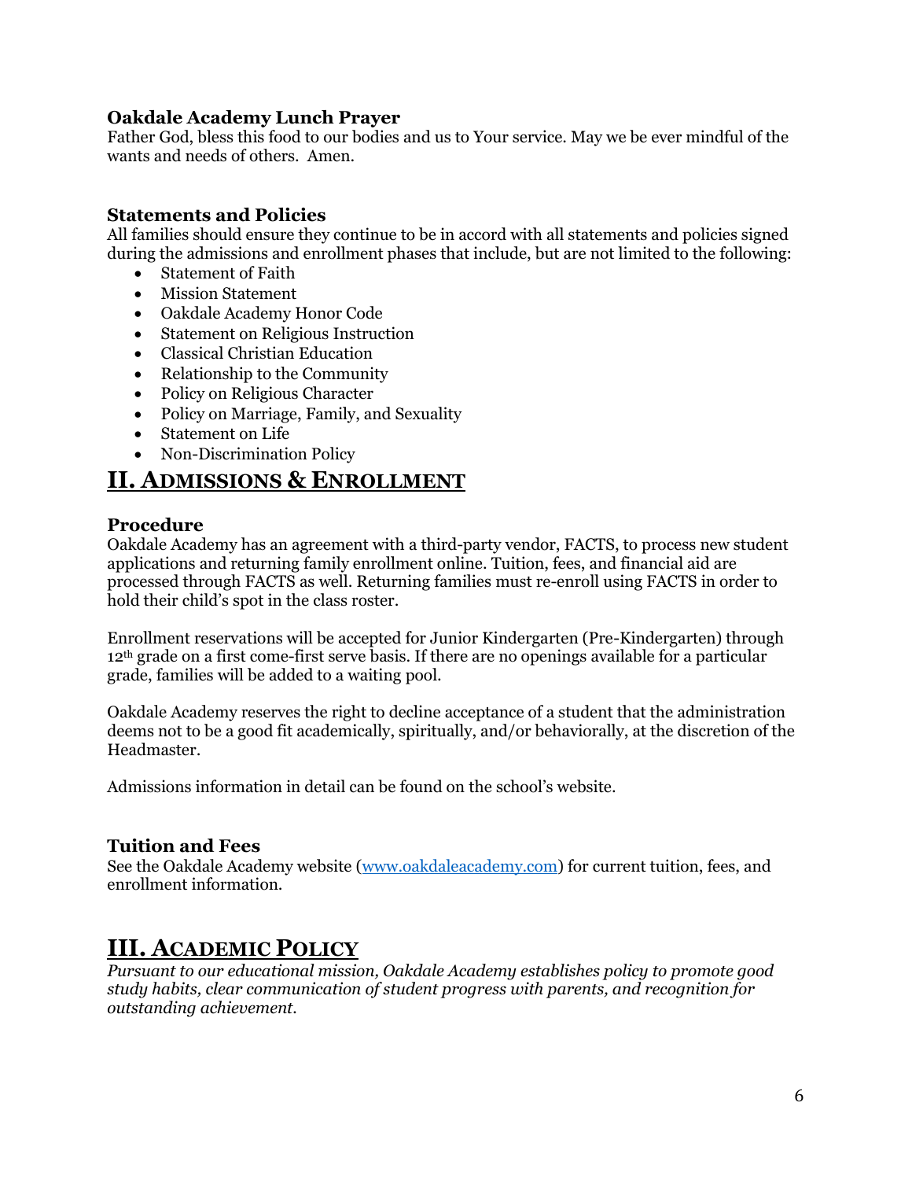### Oakdale Academy Lunch Prayer

Father God, bless this food to our bodies and us to Your service. May we be ever mindful of the wants and needs of others. Amen.

### Statements and Policies

All families should ensure they continue to be in accord with all statements and policies signed during the admissions and enrollment phases that include, but are not limited to the following:

- Statement of Faith
- Mission Statement
- Oakdale Academy Honor Code
- Statement on Religious Instruction
- Classical Christian Education
- Relationship to the Community
- Policy on Religious Character
- Policy on Marriage, Family, and Sexuality
- Statement on Life
- Non-Discrimination Policy

## II. ADMISSIONS & ENROLLMENT

### Procedure

Oakdale Academy has an agreement with a third-party vendor, FACTS, to process new student applications and returning family enrollment online. Tuition, fees, and financial aid are processed through FACTS as well. Returning families must re-enroll using FACTS in order to hold their child's spot in the class roster.

Enrollment reservations will be accepted for Junior Kindergarten (Pre-Kindergarten) through 12th grade on a first come-first serve basis. If there are no openings available for a particular grade, families will be added to a waiting pool.

Oakdale Academy reserves the right to decline acceptance of a student that the administration deems not to be a good fit academically, spiritually, and/or behaviorally, at the discretion of the Headmaster.

Admissions information in detail can be found on the school's website.

### Tuition and Fees

See the Oakdale Academy website ([www.oakdaleacademy.com](http://www.oakdaleacademy.com)) for current tuition, fees, and enrollment information.

## III. ACADEMIC POLICY

*Pursuant to our educational mission, Oakdale Academy establishes policy to promote good study habits, clear communication of student progress with parents, and recognition for outstanding achievement.*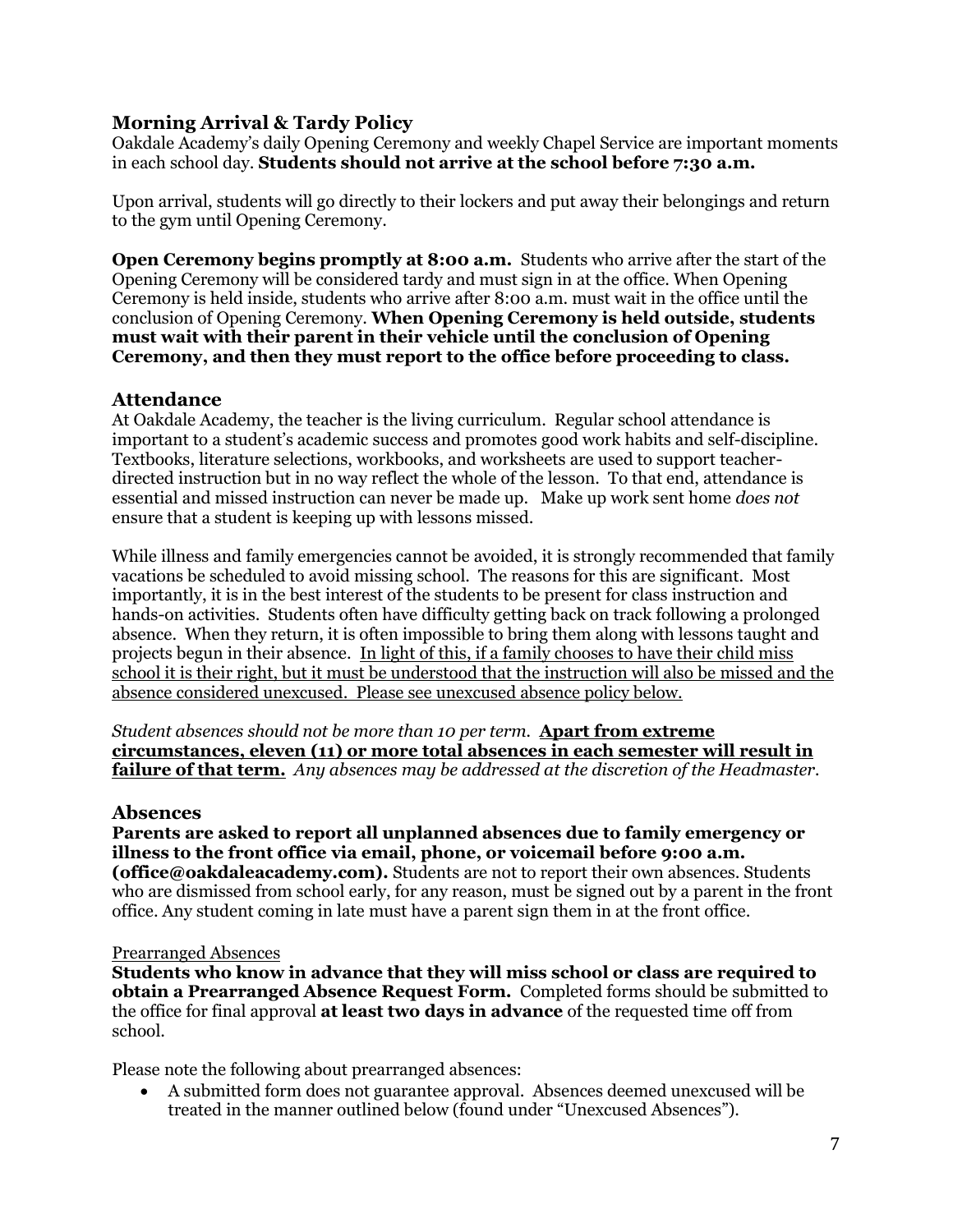## Morning Arrival & Tardy Policy

Oakdale Academy's daily Opening Ceremony and weekly Chapel Service are important moments in each school day. **Students should not arrive at the school before 7:30 a.m.**

Upon arrival, students will go directly to their lockers and put away their belongings and return to the gym until Opening Ceremony.

**Open Ceremony begins promptly at 8:00 a.m.** Students who arrive after the start of the Opening Ceremony will be considered tardy and must sign in at the office. When Opening Ceremony is held inside, students who arrive after 8:00 a.m. must wait in the office until the conclusion of Opening Ceremony. **When Opening Ceremony is held outside, students must wait with their parent in their vehicle until the conclusion of Opening Ceremony, and then they must report to the office before proceeding to class.**

## Attendance

At Oakdale Academy, the teacher is the living curriculum. Regular school attendance is important to a student's academic success and promotes good work habits and self-discipline. Textbooks, literature selections, workbooks, and worksheets are used to support teacher-directed instruction but in no way reflect the whole of the lesson. To that end, attendance is essential and missed instruction can never be made up. Make up work sent home *does not* ensure that a student is keeping up with lessons missed.

While illness and family emergencies cannot be avoided, it is strongly recommended that family vacations be scheduled to avoid missing school. The reasons for this are significant. Most importantly, it is in the best interest of the students to be present for class instruction and hands-on activities. Students often have difficulty getting back on track following a prolonged absence. When they return, it is often impossible to bring them along with lessons taught and projects begun in their absence. <u>In light of this, if a family chooses to have their child miss school it is their right, but it must be understood that the instruction will also be missed and the absence considered unexcused. Please see unexcused absence policy below.</u>

*Student absences should not be more than 10 per term.* <u>**Apart from extreme circumstances, eleven (11) or more total absences in each semester will result in failure of that term.**</u> *Any absences may be addressed at the discretion of the Headmaster.*

## Absences

**Parents are asked to report all unplanned absences due to family emergency or illness to the front office via email, phone, or voicemail before 9:00 a.m. (office@oakdaleacademy.com).** Students are not to report their own absences. Students who are dismissed from school early, for any reason, must be signed out by a parent in the front office. Any student coming in late must have a parent sign them in at the front office.

<u>Prearranged Absences</u>

**Students who know in advance that they will miss school or class are required to obtain a Prearranged Absence Request Form.** Completed forms should be submitted to the office for final approval **at least two days in advance** of the requested time off from school.

Please note the following about prearranged absences:

- A submitted form does not guarantee approval. Absences deemed unexcused will be treated in the manner outlined below (found under "Unexcused Absences").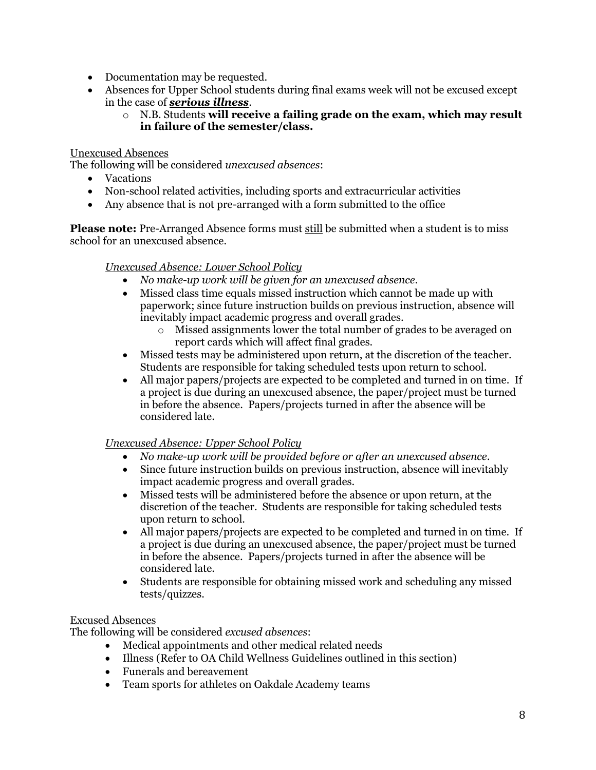- Documentation may be requested.
- Absences for Upper School students during final exams week will not be excused except in the case of ***serious illness***.
  - N.B. Students **will receive a failing grade on the exam, which may result in failure of the semester/class.**

Unexcused Absences

The following will be considered *unexcused absences*:

- Vacations
- Non-school related activities, including sports and extracurricular activities
- Any absence that is not pre-arranged with a form submitted to the office

**Please note:** Pre-Arranged Absence forms must still be submitted when a student is to miss school for an unexcused absence.

*Unexcused Absence: Lower School Policy*

- *No make-up work will be given for an unexcused absence.*
- Missed class time equals missed instruction which cannot be made up with paperwork; since future instruction builds on previous instruction, absence will inevitably impact academic progress and overall grades.
  - Missed assignments lower the total number of grades to be averaged on report cards which will affect final grades.
- Missed tests may be administered upon return, at the discretion of the teacher. Students are responsible for taking scheduled tests upon return to school.
- All major papers/projects are expected to be completed and turned in on time. If a project is due during an unexcused absence, the paper/project must be turned in before the absence. Papers/projects turned in after the absence will be considered late.

*Unexcused Absence: Upper School Policy*

- *No make-up work will be provided before or after an unexcused absence.*
- Since future instruction builds on previous instruction, absence will inevitably impact academic progress and overall grades.
- Missed tests will be administered before the absence or upon return, at the discretion of the teacher. Students are responsible for taking scheduled tests upon return to school.
- All major papers/projects are expected to be completed and turned in on time. If a project is due during an unexcused absence, the paper/project must be turned in before the absence. Papers/projects turned in after the absence will be considered late.
- Students are responsible for obtaining missed work and scheduling any missed tests/quizzes.

Excused Absences

The following will be considered *excused absences*:

- Medical appointments and other medical related needs
- Illness (Refer to OA Child Wellness Guidelines outlined in this section)
- Funerals and bereavement
- Team sports for athletes on Oakdale Academy teams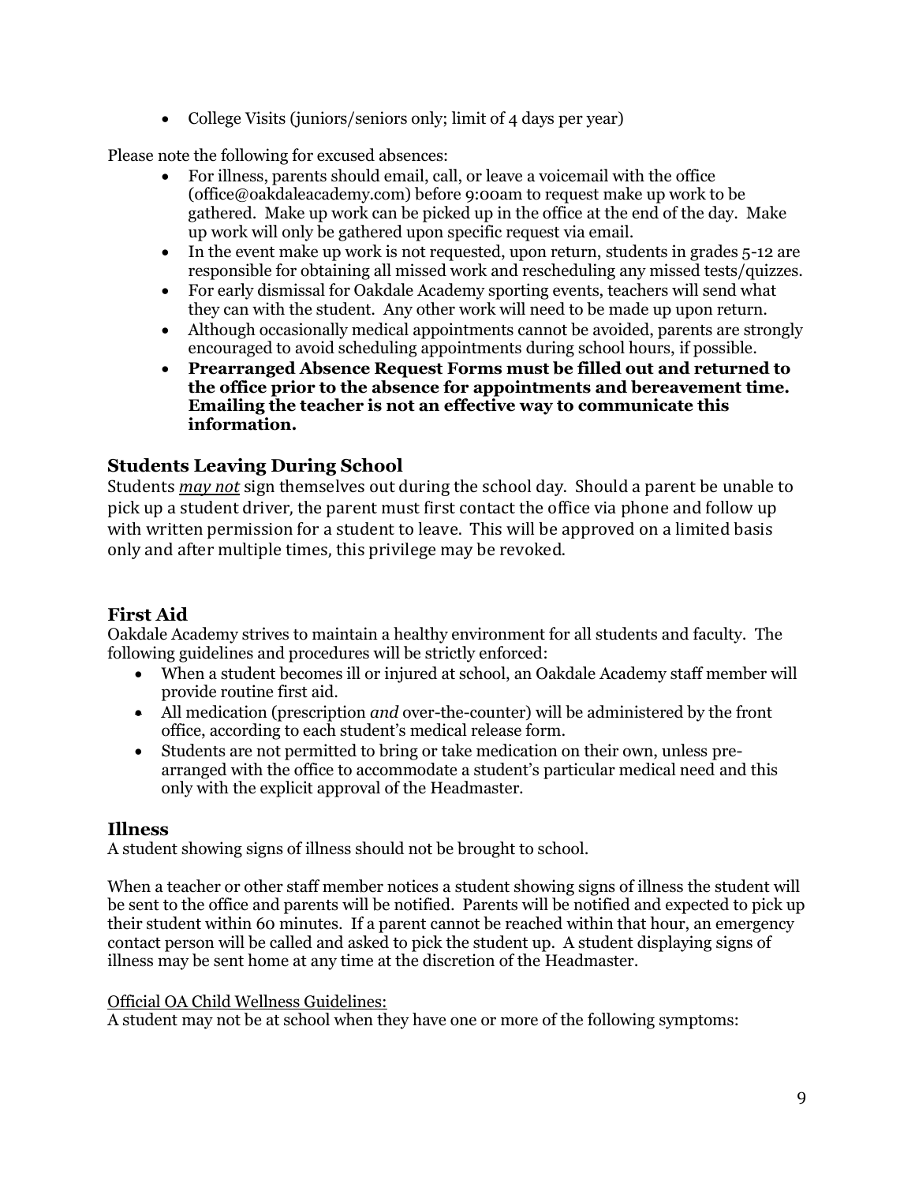- College Visits (juniors/seniors only; limit of 4 days per year)

Please note the following for excused absences:

- For illness, parents should email, call, or leave a voicemail with the office (office@oakdaleacademy.com) before 9:00am to request make up work to be gathered. Make up work can be picked up in the office at the end of the day. Make up work will only be gathered upon specific request via email.
- In the event make up work is not requested, upon return, students in grades 5-12 are responsible for obtaining all missed work and rescheduling any missed tests/quizzes.
- For early dismissal for Oakdale Academy sporting events, teachers will send what they can with the student. Any other work will need to be made up upon return.
- Although occasionally medical appointments cannot be avoided, parents are strongly encouraged to avoid scheduling appointments during school hours, if possible.
- **Prearranged Absence Request Forms must be filled out and returned to the office prior to the absence for appointments and bereavement time. Emailing the teacher is not an effective way to communicate this information.**

## Students Leaving During School

Students *may not* sign themselves out during the school day. Should a parent be unable to pick up a student driver, the parent must first contact the office via phone and follow up with written permission for a student to leave. This will be approved on a limited basis only and after multiple times, this privilege may be revoked.

## First Aid

Oakdale Academy strives to maintain a healthy environment for all students and faculty. The following guidelines and procedures will be strictly enforced:

- When a student becomes ill or injured at school, an Oakdale Academy staff member will provide routine first aid.
- All medication (prescription *and* over-the-counter) will be administered by the front office, according to each student's medical release form.
- Students are not permitted to bring or take medication on their own, unless pre-arranged with the office to accommodate a student's particular medical need and this only with the explicit approval of the Headmaster.

## Illness

A student showing signs of illness should not be brought to school.

When a teacher or other staff member notices a student showing signs of illness the student will be sent to the office and parents will be notified. Parents will be notified and expected to pick up their student within 60 minutes. If a parent cannot be reached within that hour, an emergency contact person will be called and asked to pick the student up. A student displaying signs of illness may be sent home at any time at the discretion of the Headmaster.

Official OA Child Wellness Guidelines:

A student may not be at school when they have one or more of the following symptoms: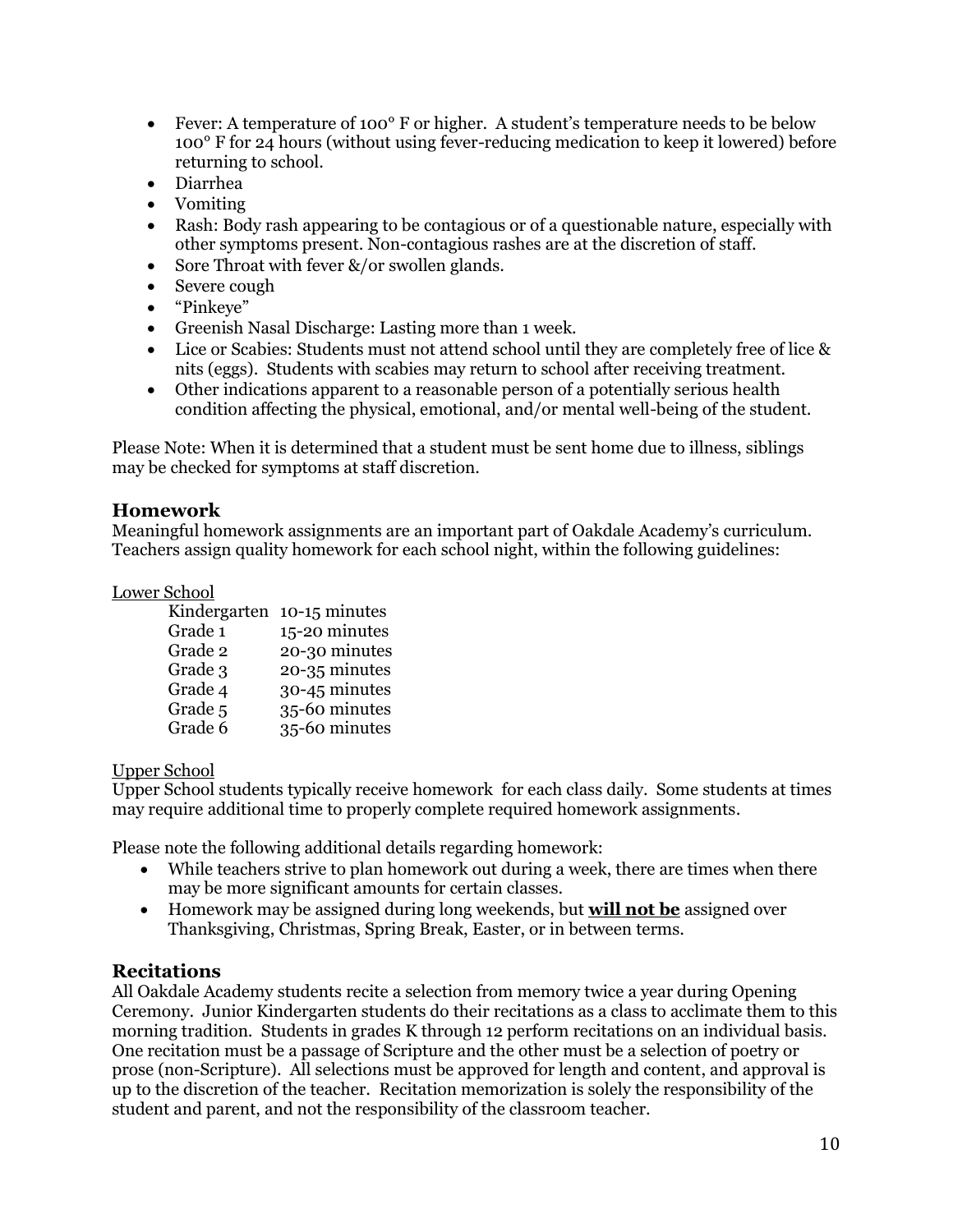- Fever: A temperature of 100° F or higher. A student's temperature needs to be below 100° F for 24 hours (without using fever-reducing medication to keep it lowered) before returning to school.
- Diarrhea
- Vomiting
- Rash: Body rash appearing to be contagious or of a questionable nature, especially with other symptoms present. Non-contagious rashes are at the discretion of staff.
- Sore Throat with fever &/or swollen glands.
- Severe cough
- "Pinkeye"
- Greenish Nasal Discharge: Lasting more than 1 week.
- Lice or Scabies: Students must not attend school until they are completely free of lice & nits (eggs). Students with scabies may return to school after receiving treatment.
- Other indications apparent to a reasonable person of a potentially serious health condition affecting the physical, emotional, and/or mental well-being of the student.

Please Note: When it is determined that a student must be sent home due to illness, siblings may be checked for symptoms at staff discretion.

## Homework

Meaningful homework assignments are an important part of Oakdale Academy's curriculum. Teachers assign quality homework for each school night, within the following guidelines:

Lower School

| | |
|---|---|
| Kindergarten | 10-15 minutes |
| Grade 1 | 15-20 minutes |
| Grade 2 | 20-30 minutes |
| Grade 3 | 20-35 minutes |
| Grade 4 | 30-45 minutes |
| Grade 5 | 35-60 minutes |
| Grade 6 | 35-60 minutes |

Upper School

Upper School students typically receive homework for each class daily. Some students at times may require additional time to properly complete required homework assignments.

Please note the following additional details regarding homework:

- While teachers strive to plan homework out during a week, there are times when there may be more significant amounts for certain classes.
- Homework may be assigned during long weekends, but **will not be** assigned over Thanksgiving, Christmas, Spring Break, Easter, or in between terms.

## Recitations

All Oakdale Academy students recite a selection from memory twice a year during Opening Ceremony. Junior Kindergarten students do their recitations as a class to acclimate them to this morning tradition. Students in grades K through 12 perform recitations on an individual basis. One recitation must be a passage of Scripture and the other must be a selection of poetry or prose (non-Scripture). All selections must be approved for length and content, and approval is up to the discretion of the teacher. Recitation memorization is solely the responsibility of the student and parent, and not the responsibility of the classroom teacher.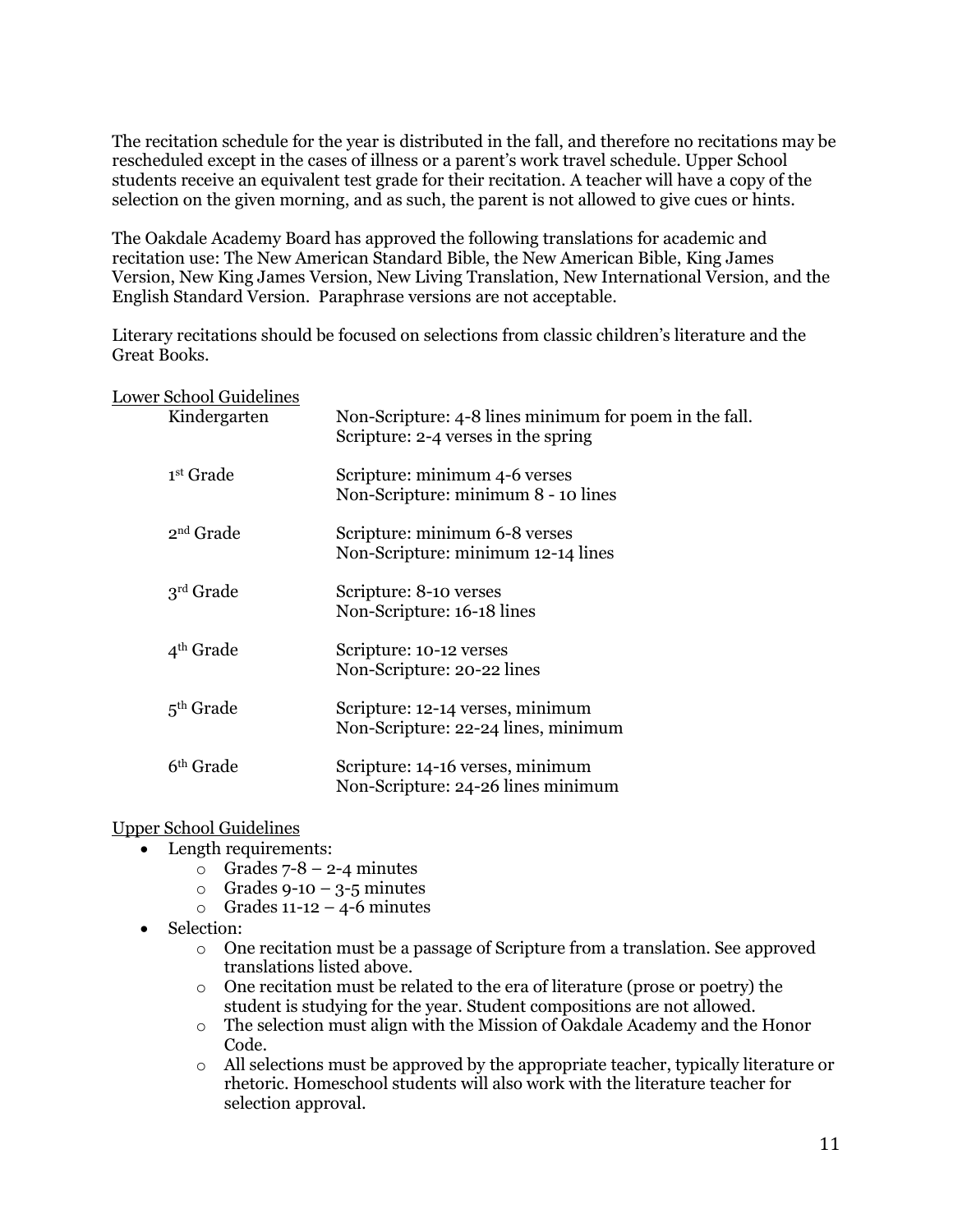The recitation schedule for the year is distributed in the fall, and therefore no recitations may be rescheduled except in the cases of illness or a parent's work travel schedule. Upper School students receive an equivalent test grade for their recitation. A teacher will have a copy of the selection on the given morning, and as such, the parent is not allowed to give cues or hints.

The Oakdale Academy Board has approved the following translations for academic and recitation use: The New American Standard Bible, the New American Bible, King James Version, New King James Version, New Living Translation, New International Version, and the English Standard Version. Paraphrase versions are not acceptable.

Literary recitations should be focused on selections from classic children's literature and the Great Books.

<u>Lower School Guidelines</u>

| | |
|---|---|
| Kindergarten | Non-Scripture: 4-8 lines minimum for poem in the fall.<br>Scripture: 2-4 verses in the spring |
| 1st Grade | Scripture: minimum 4-6 verses<br>Non-Scripture: minimum 8 - 10 lines |
| 2nd Grade | Scripture: minimum 6-8 verses<br>Non-Scripture: minimum 12-14 lines |
| 3rd Grade | Scripture: 8-10 verses<br>Non-Scripture: 16-18 lines |
| 4th Grade | Scripture: 10-12 verses<br>Non-Scripture: 20-22 lines |
| 5th Grade | Scripture: 12-14 verses, minimum<br>Non-Scripture: 22-24 lines, minimum |
| 6th Grade | Scripture: 14-16 verses, minimum<br>Non-Scripture: 24-26 lines minimum |

<u>Upper School Guidelines</u>

- Length requirements:
  - Grades 7-8 – 2-4 minutes
  - Grades 9-10 – 3-5 minutes
  - Grades 11-12 – 4-6 minutes
- Selection:
  - One recitation must be a passage of Scripture from a translation. See approved translations listed above.
  - One recitation must be related to the era of literature (prose or poetry) the student is studying for the year. Student compositions are not allowed.
  - The selection must align with the Mission of Oakdale Academy and the Honor Code.
  - All selections must be approved by the appropriate teacher, typically literature or rhetoric. Homeschool students will also work with the literature teacher for selection approval.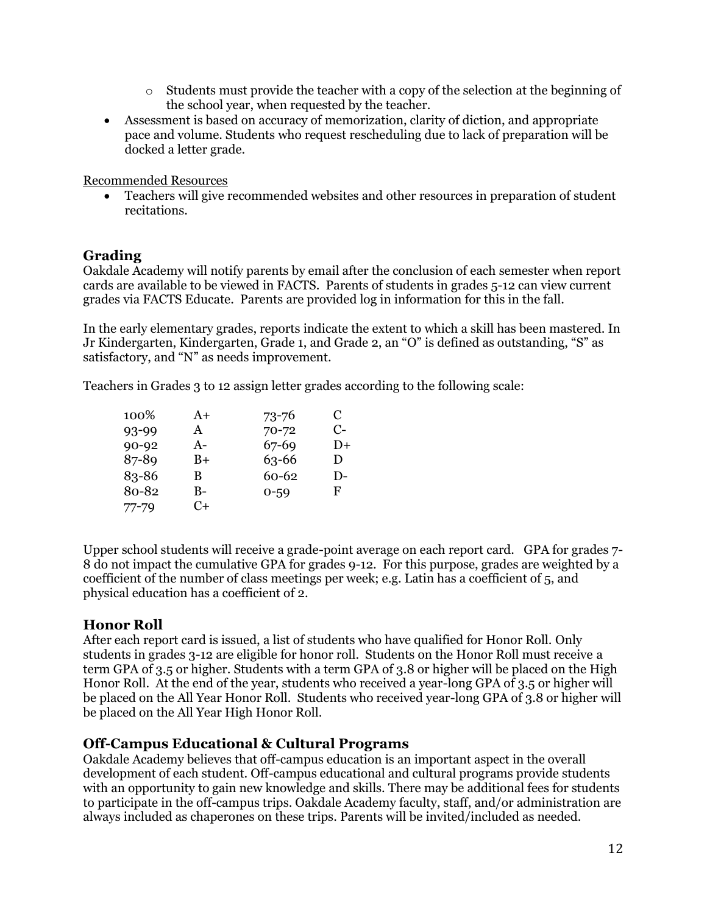- Students must provide the teacher with a copy of the selection at the beginning of the school year, when requested by the teacher.
- Assessment is based on accuracy of memorization, clarity of diction, and appropriate pace and volume. Students who request rescheduling due to lack of preparation will be docked a letter grade.

Recommended Resources

- Teachers will give recommended websites and other resources in preparation of student recitations.

## Grading

Oakdale Academy will notify parents by email after the conclusion of each semester when report cards are available to be viewed in FACTS. Parents of students in grades 5-12 can view current grades via FACTS Educate. Parents are provided log in information for this in the fall.

In the early elementary grades, reports indicate the extent to which a skill has been mastered. In Jr Kindergarten, Kindergarten, Grade 1, and Grade 2, an "O" is defined as outstanding, "S" as satisfactory, and "N" as needs improvement.

Teachers in Grades 3 to 12 assign letter grades according to the following scale:

| | | | |
|---|---|---|---|
| 100% | A+ | 73-76 | C |
| 93-99 | A | 70-72 | C- |
| 90-92 | A- | 67-69 | D+ |
| 87-89 | B+ | 63-66 | D |
| 83-86 | B | 60-62 | D- |
| 80-82 | B- | 0-59 | F |
| 77-79 | C+ | | |

Upper school students will receive a grade-point average on each report card. GPA for grades 7-8 do not impact the cumulative GPA for grades 9-12. For this purpose, grades are weighted by a coefficient of the number of class meetings per week; e.g. Latin has a coefficient of 5, and physical education has a coefficient of 2.

## Honor Roll

After each report card is issued, a list of students who have qualified for Honor Roll. Only students in grades 3-12 are eligible for honor roll. Students on the Honor Roll must receive a term GPA of 3.5 or higher. Students with a term GPA of 3.8 or higher will be placed on the High Honor Roll. At the end of the year, students who received a year-long GPA of 3.5 or higher will be placed on the All Year Honor Roll. Students who received year-long GPA of 3.8 or higher will be placed on the All Year High Honor Roll.

## Off-Campus Educational & Cultural Programs

Oakdale Academy believes that off-campus education is an important aspect in the overall development of each student. Off-campus educational and cultural programs provide students with an opportunity to gain new knowledge and skills. There may be additional fees for students to participate in the off-campus trips. Oakdale Academy faculty, staff, and/or administration are always included as chaperones on these trips. Parents will be invited/included as needed.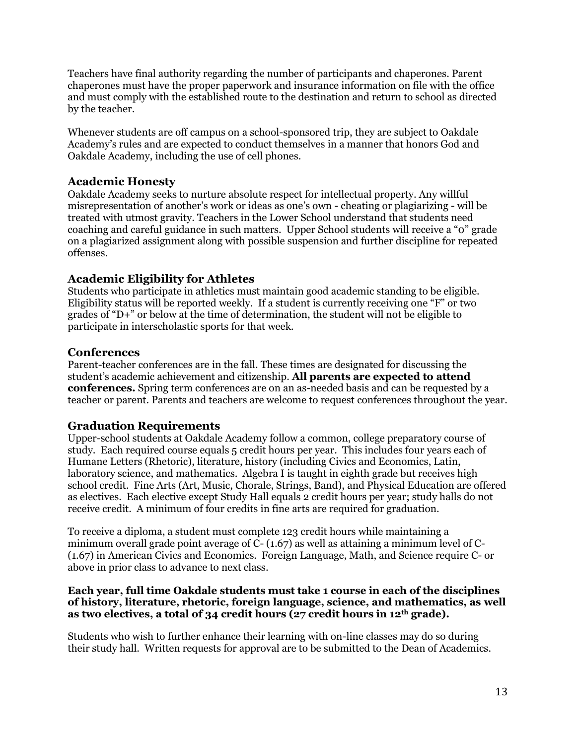Teachers have final authority regarding the number of participants and chaperones. Parent chaperones must have the proper paperwork and insurance information on file with the office and must comply with the established route to the destination and return to school as directed by the teacher.

Whenever students are off campus on a school-sponsored trip, they are subject to Oakdale Academy's rules and are expected to conduct themselves in a manner that honors God and Oakdale Academy, including the use of cell phones.

### Academic Honesty

Oakdale Academy seeks to nurture absolute respect for intellectual property. Any willful misrepresentation of another's work or ideas as one's own - cheating or plagiarizing - will be treated with utmost gravity. Teachers in the Lower School understand that students need coaching and careful guidance in such matters. Upper School students will receive a "0" grade on a plagiarized assignment along with possible suspension and further discipline for repeated offenses.

### Academic Eligibility for Athletes

Students who participate in athletics must maintain good academic standing to be eligible. Eligibility status will be reported weekly. If a student is currently receiving one "F" or two grades of "D+" or below at the time of determination, the student will not be eligible to participate in interscholastic sports for that week.

### Conferences

Parent-teacher conferences are in the fall. These times are designated for discussing the student's academic achievement and citizenship. **All parents are expected to attend conferences.** Spring term conferences are on an as-needed basis and can be requested by a teacher or parent. Parents and teachers are welcome to request conferences throughout the year.

### Graduation Requirements

Upper-school students at Oakdale Academy follow a common, college preparatory course of study. Each required course equals 5 credit hours per year. This includes four years each of Humane Letters (Rhetoric), literature, history (including Civics and Economics, Latin, laboratory science, and mathematics. Algebra I is taught in eighth grade but receives high school credit. Fine Arts (Art, Music, Chorale, Strings, Band), and Physical Education are offered as electives. Each elective except Study Hall equals 2 credit hours per year; study halls do not receive credit. A minimum of four credits in fine arts are required for graduation.

To receive a diploma, a student must complete 123 credit hours while maintaining a minimum overall grade point average of C- (1.67) as well as attaining a minimum level of C- (1.67) in American Civics and Economics. Foreign Language, Math, and Science require C- or above in prior class to advance to next class.

**Each year, full time Oakdale students must take 1 course in each of the disciplines of history, literature, rhetoric, foreign language, science, and mathematics, as well as two electives, a total of 34 credit hours (27 credit hours in 12th grade).**

Students who wish to further enhance their learning with on-line classes may do so during their study hall. Written requests for approval are to be submitted to the Dean of Academics.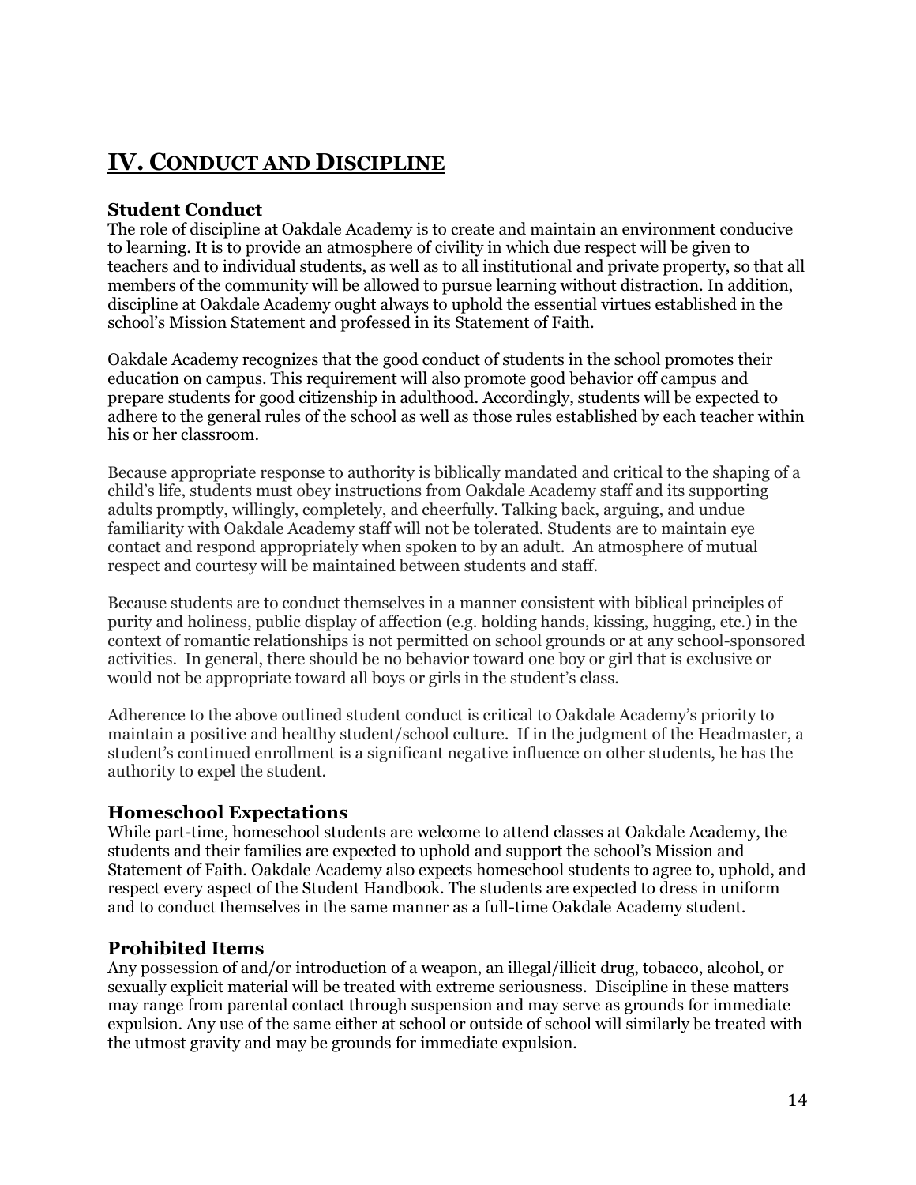# IV. Conduct and Discipline

## Student Conduct

The role of discipline at Oakdale Academy is to create and maintain an environment conducive to learning. It is to provide an atmosphere of civility in which due respect will be given to teachers and to individual students, as well as to all institutional and private property, so that all members of the community will be allowed to pursue learning without distraction. In addition, discipline at Oakdale Academy ought always to uphold the essential virtues established in the school's Mission Statement and professed in its Statement of Faith.

Oakdale Academy recognizes that the good conduct of students in the school promotes their education on campus. This requirement will also promote good behavior off campus and prepare students for good citizenship in adulthood. Accordingly, students will be expected to adhere to the general rules of the school as well as those rules established by each teacher within his or her classroom.

Because appropriate response to authority is biblically mandated and critical to the shaping of a child's life, students must obey instructions from Oakdale Academy staff and its supporting adults promptly, willingly, completely, and cheerfully. Talking back, arguing, and undue familiarity with Oakdale Academy staff will not be tolerated. Students are to maintain eye contact and respond appropriately when spoken to by an adult. An atmosphere of mutual respect and courtesy will be maintained between students and staff.

Because students are to conduct themselves in a manner consistent with biblical principles of purity and holiness, public display of affection (e.g. holding hands, kissing, hugging, etc.) in the context of romantic relationships is not permitted on school grounds or at any school-sponsored activities. In general, there should be no behavior toward one boy or girl that is exclusive or would not be appropriate toward all boys or girls in the student's class.

Adherence to the above outlined student conduct is critical to Oakdale Academy's priority to maintain a positive and healthy student/school culture. If in the judgment of the Headmaster, a student's continued enrollment is a significant negative influence on other students, he has the authority to expel the student.

## Homeschool Expectations

While part-time, homeschool students are welcome to attend classes at Oakdale Academy, the students and their families are expected to uphold and support the school's Mission and Statement of Faith. Oakdale Academy also expects homeschool students to agree to, uphold, and respect every aspect of the Student Handbook. The students are expected to dress in uniform and to conduct themselves in the same manner as a full-time Oakdale Academy student.

## Prohibited Items

Any possession of and/or introduction of a weapon, an illegal/illicit drug, tobacco, alcohol, or sexually explicit material will be treated with extreme seriousness. Discipline in these matters may range from parental contact through suspension and may serve as grounds for immediate expulsion. Any use of the same either at school or outside of school will similarly be treated with the utmost gravity and may be grounds for immediate expulsion.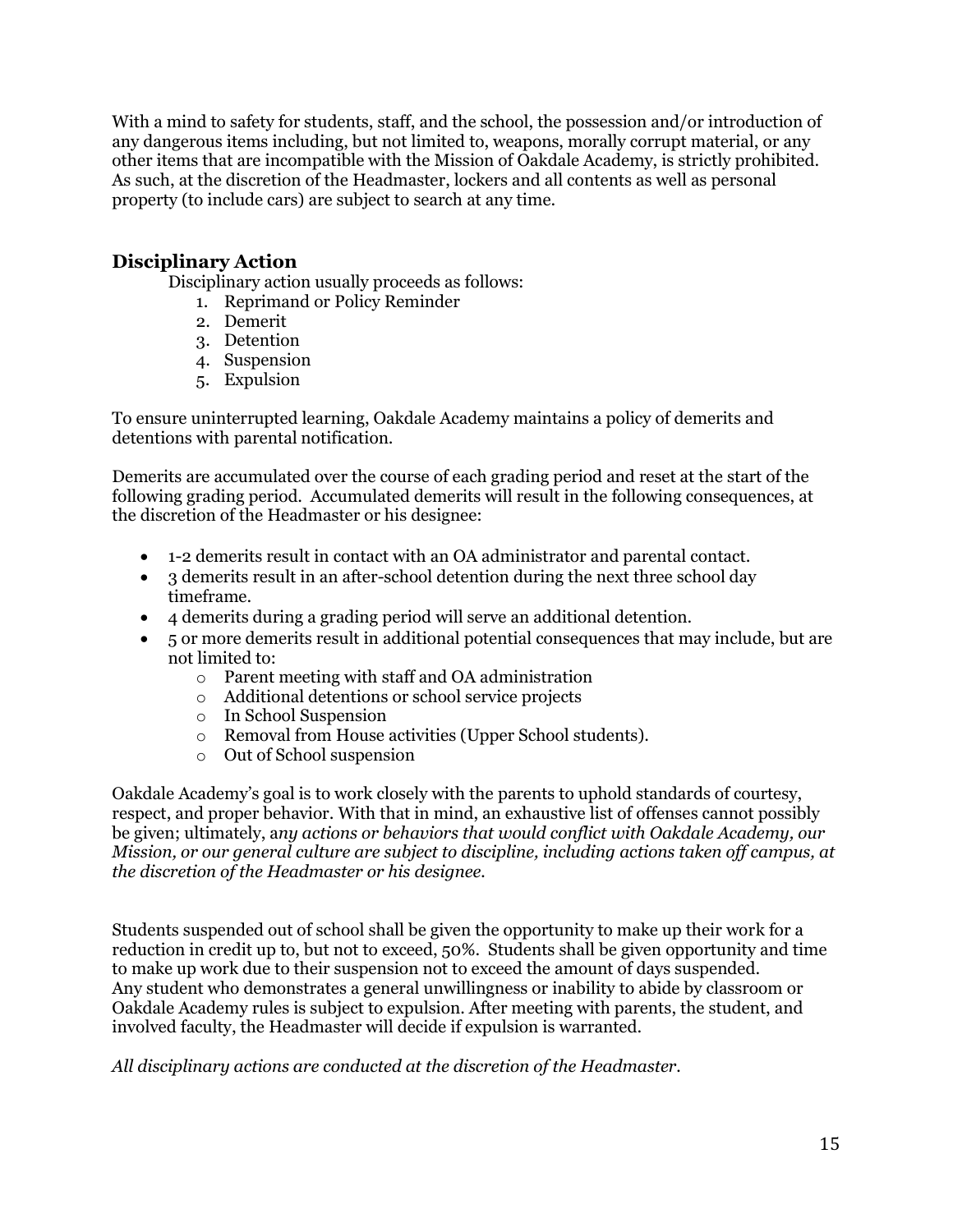With a mind to safety for students, staff, and the school, the possession and/or introduction of any dangerous items including, but not limited to, weapons, morally corrupt material, or any other items that are incompatible with the Mission of Oakdale Academy, is strictly prohibited. As such, at the discretion of the Headmaster, lockers and all contents as well as personal property (to include cars) are subject to search at any time.

## Disciplinary Action

Disciplinary action usually proceeds as follows:

1. Reprimand or Policy Reminder
2. Demerit
3. Detention
4. Suspension
5. Expulsion

To ensure uninterrupted learning, Oakdale Academy maintains a policy of demerits and detentions with parental notification.

Demerits are accumulated over the course of each grading period and reset at the start of the following grading period. Accumulated demerits will result in the following consequences, at the discretion of the Headmaster or his designee:

- 1-2 demerits result in contact with an OA administrator and parental contact.
- 3 demerits result in an after-school detention during the next three school day timeframe.
- 4 demerits during a grading period will serve an additional detention.
- 5 or more demerits result in additional potential consequences that may include, but are not limited to:
  - Parent meeting with staff and OA administration
  - Additional detentions or school service projects
  - In School Suspension
  - Removal from House activities (Upper School students).
  - Out of School suspension

Oakdale Academy's goal is to work closely with the parents to uphold standards of courtesy, respect, and proper behavior. With that in mind, an exhaustive list of offenses cannot possibly be given; ultimately, *any actions or behaviors that would conflict with Oakdale Academy, our Mission, or our general culture are subject to discipline, including actions taken off campus, at the discretion of the Headmaster or his designee.*

Students suspended out of school shall be given the opportunity to make up their work for a reduction in credit up to, but not to exceed, 50%. Students shall be given opportunity and time to make up work due to their suspension not to exceed the amount of days suspended. Any student who demonstrates a general unwillingness or inability to abide by classroom or Oakdale Academy rules is subject to expulsion. After meeting with parents, the student, and involved faculty, the Headmaster will decide if expulsion is warranted.

*All disciplinary actions are conducted at the discretion of the Headmaster.*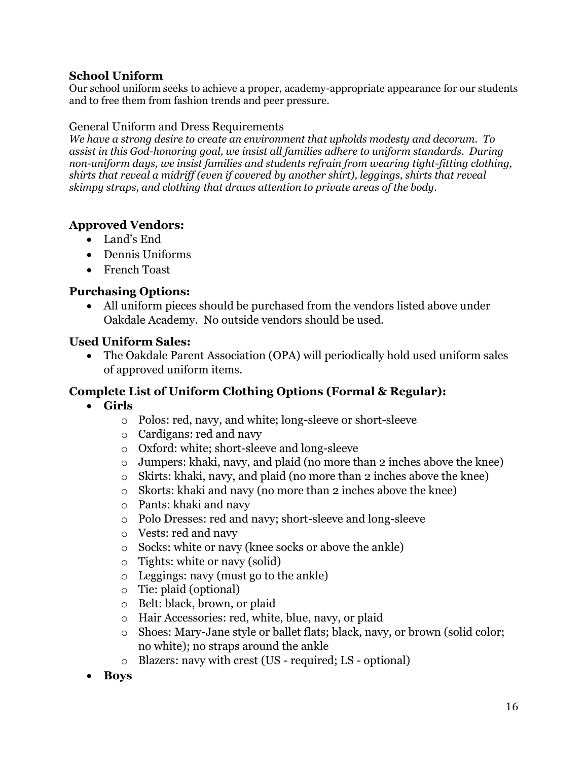## School Uniform

Our school uniform seeks to achieve a proper, academy-appropriate appearance for our students and to free them from fashion trends and peer pressure.

### General Uniform and Dress Requirements

*We have a strong desire to create an environment that upholds modesty and decorum. To assist in this God-honoring goal, we insist all families adhere to uniform standards. During non-uniform days, we insist families and students refrain from wearing tight-fitting clothing, shirts that reveal a midriff (even if covered by another shirt), leggings, shirts that reveal skimpy straps, and clothing that draws attention to private areas of the body.*

### Approved Vendors:

- Land's End
- Dennis Uniforms
- French Toast

### Purchasing Options:

- All uniform pieces should be purchased from the vendors listed above under Oakdale Academy. No outside vendors should be used.

### Used Uniform Sales:

- The Oakdale Parent Association (OPA) will periodically hold used uniform sales of approved uniform items.

### Complete List of Uniform Clothing Options (Formal & Regular):

- **Girls**
  - Polos: red, navy, and white; long-sleeve or short-sleeve
  - Cardigans: red and navy
  - Oxford: white; short-sleeve and long-sleeve
  - Jumpers: khaki, navy, and plaid (no more than 2 inches above the knee)
  - Skirts: khaki, navy, and plaid (no more than 2 inches above the knee)
  - Skorts: khaki and navy (no more than 2 inches above the knee)
  - Pants: khaki and navy
  - Polo Dresses: red and navy; short-sleeve and long-sleeve
  - Vests: red and navy
  - Socks: white or navy (knee socks or above the ankle)
  - Tights: white or navy (solid)
  - Leggings: navy (must go to the ankle)
  - Tie: plaid (optional)
  - Belt: black, brown, or plaid
  - Hair Accessories: red, white, blue, navy, or plaid
  - Shoes: Mary-Jane style or ballet flats; black, navy, or brown (solid color; no white); no straps around the ankle
  - Blazers: navy with crest (US - required; LS - optional)
- **Boys**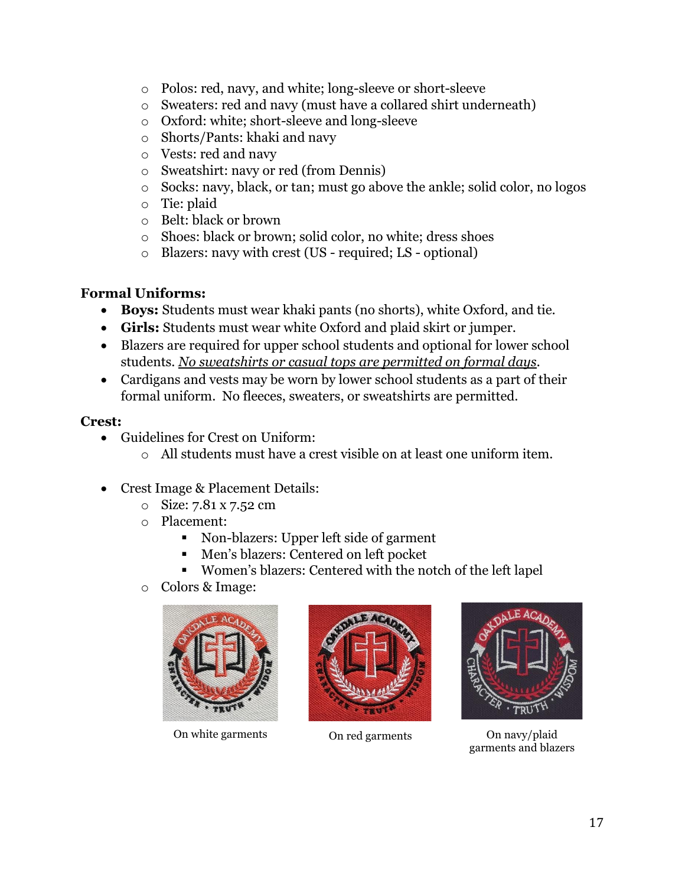- Polos: red, navy, and white; long-sleeve or short-sleeve
- Sweaters: red and navy (must have a collared shirt underneath)
- Oxford: white; short-sleeve and long-sleeve
- Shorts/Pants: khaki and navy
- Vests: red and navy
- Sweatshirt: navy or red (from Dennis)
- Socks: navy, black, or tan; must go above the ankle; solid color, no logos
- Tie: plaid
- Belt: black or brown
- Shoes: black or brown; solid color, no white; dress shoes
- Blazers: navy with crest (US - required; LS - optional)

**Formal Uniforms:**

- **Boys:** Students must wear khaki pants (no shorts), white Oxford, and tie.
- **Girls:** Students must wear white Oxford and plaid skirt or jumper.
- Blazers are required for upper school students and optional for lower school students. *No sweatshirts or casual tops are permitted on formal days*.
- Cardigans and vests may be worn by lower school students as a part of their formal uniform. No fleeces, sweaters, or sweatshirts are permitted.

**Crest:**

- Guidelines for Crest on Uniform:
  - All students must have a crest visible on at least one uniform item.
- Crest Image & Placement Details:
  - Size: 7.81 x 7.52 cm
  - Placement:
    - Non-blazers: Upper left side of garment
    - Men's blazers: Centered on left pocket
    - Women's blazers: Centered with the notch of the left lapel
  - Colors & Image:

On white garments

On red garments

On navy/plaid garments and blazers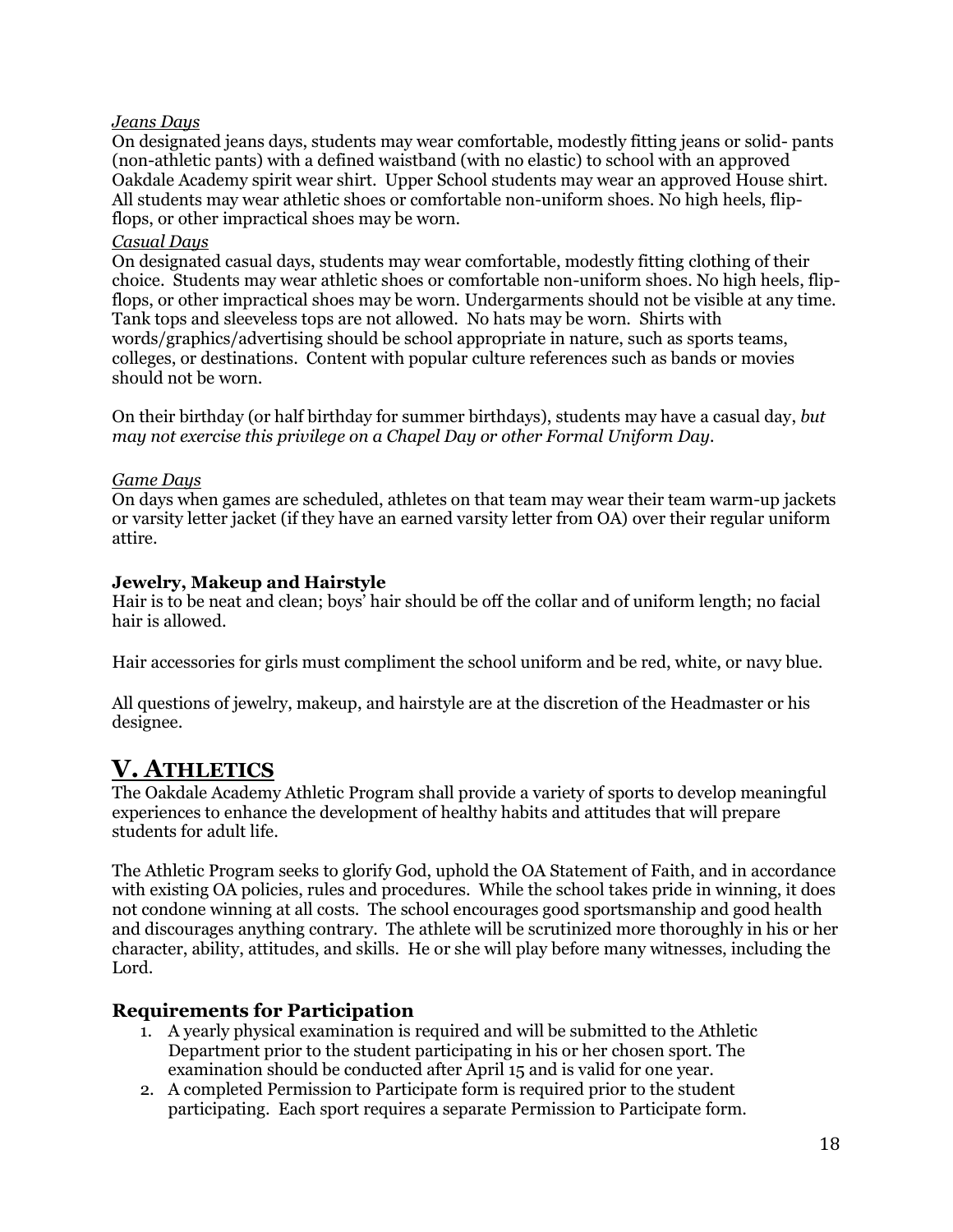*Jeans Days*

On designated jeans days, students may wear comfortable, modestly fitting jeans or solid- pants (non-athletic pants) with a defined waistband (with no elastic) to school with an approved Oakdale Academy spirit wear shirt. Upper School students may wear an approved House shirt. All students may wear athletic shoes or comfortable non-uniform shoes. No high heels, flip-flops, or other impractical shoes may be worn.

*Casual Days*

On designated casual days, students may wear comfortable, modestly fitting clothing of their choice. Students may wear athletic shoes or comfortable non-uniform shoes. No high heels, flip-flops, or other impractical shoes may be worn. Undergarments should not be visible at any time. Tank tops and sleeveless tops are not allowed. No hats may be worn. Shirts with words/graphics/advertising should be school appropriate in nature, such as sports teams, colleges, or destinations. Content with popular culture references such as bands or movies should not be worn.

On their birthday (or half birthday for summer birthdays), students may have a casual day, *but may not exercise this privilege on a Chapel Day or other Formal Uniform Day.*

*Game Days*

On days when games are scheduled, athletes on that team may wear their team warm-up jackets or varsity letter jacket (if they have an earned varsity letter from OA) over their regular uniform attire.

**Jewelry, Makeup and Hairstyle**

Hair is to be neat and clean; boys' hair should be off the collar and of uniform length; no facial hair is allowed.

Hair accessories for girls must compliment the school uniform and be red, white, or navy blue.

All questions of jewelry, makeup, and hairstyle are at the discretion of the Headmaster or his designee.

# V. ATHLETICS

The Oakdale Academy Athletic Program shall provide a variety of sports to develop meaningful experiences to enhance the development of healthy habits and attitudes that will prepare students for adult life.

The Athletic Program seeks to glorify God, uphold the OA Statement of Faith, and in accordance with existing OA policies, rules and procedures. While the school takes pride in winning, it does not condone winning at all costs. The school encourages good sportsmanship and good health and discourages anything contrary. The athlete will be scrutinized more thoroughly in his or her character, ability, attitudes, and skills. He or she will play before many witnesses, including the Lord.

## Requirements for Participation

1. A yearly physical examination is required and will be submitted to the Athletic Department prior to the student participating in his or her chosen sport. The examination should be conducted after April 15 and is valid for one year.
2. A completed Permission to Participate form is required prior to the student participating. Each sport requires a separate Permission to Participate form.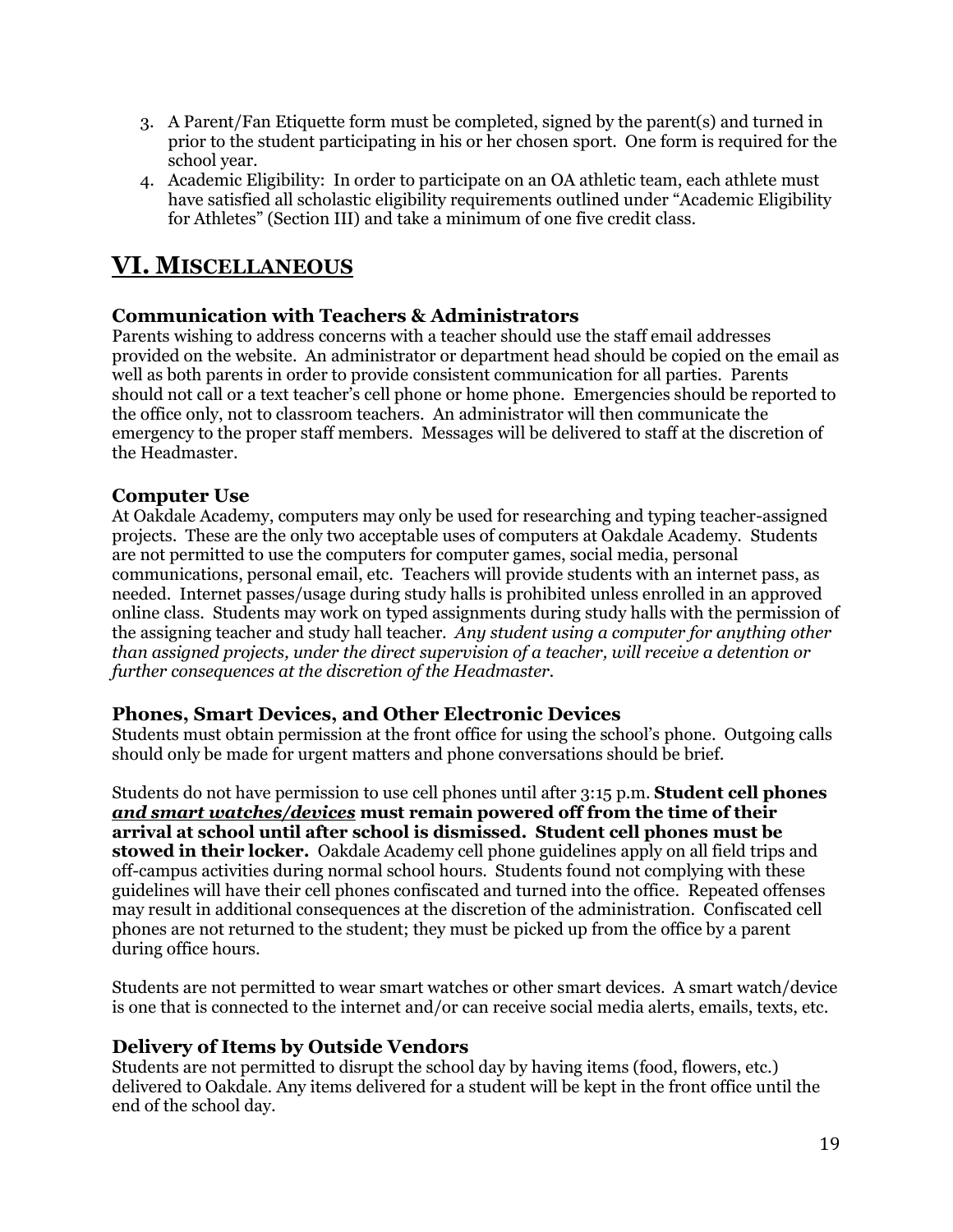3. A Parent/Fan Etiquette form must be completed, signed by the parent(s) and turned in prior to the student participating in his or her chosen sport. One form is required for the school year.
4. Academic Eligibility: In order to participate on an OA athletic team, each athlete must have satisfied all scholastic eligibility requirements outlined under "Academic Eligibility for Athletes" (Section III) and take a minimum of one five credit class.

# VI. MISCELLANEOUS

### Communication with Teachers & Administrators

Parents wishing to address concerns with a teacher should use the staff email addresses provided on the website. An administrator or department head should be copied on the email as well as both parents in order to provide consistent communication for all parties. Parents should not call or a text teacher's cell phone or home phone. Emergencies should be reported to the office only, not to classroom teachers. An administrator will then communicate the emergency to the proper staff members. Messages will be delivered to staff at the discretion of the Headmaster.

### Computer Use

At Oakdale Academy, computers may only be used for researching and typing teacher-assigned projects. These are the only two acceptable uses of computers at Oakdale Academy. Students are not permitted to use the computers for computer games, social media, personal communications, personal email, etc. Teachers will provide students with an internet pass, as needed. Internet passes/usage during study halls is prohibited unless enrolled in an approved online class. Students may work on typed assignments during study halls with the permission of the assigning teacher and study hall teacher. *Any student using a computer for anything other than assigned projects, under the direct supervision of a teacher, will receive a detention or further consequences at the discretion of the Headmaster.*

### Phones, Smart Devices, and Other Electronic Devices

Students must obtain permission at the front office for using the school's phone. Outgoing calls should only be made for urgent matters and phone conversations should be brief.

Students do not have permission to use cell phones until after 3:15 p.m. **Student cell phones *and smart watches/devices* must remain powered off from the time of their arrival at school until after school is dismissed. Student cell phones must be stowed in their locker.** Oakdale Academy cell phone guidelines apply on all field trips and off-campus activities during normal school hours. Students found not complying with these guidelines will have their cell phones confiscated and turned into the office. Repeated offenses may result in additional consequences at the discretion of the administration. Confiscated cell phones are not returned to the student; they must be picked up from the office by a parent during office hours.

Students are not permitted to wear smart watches or other smart devices. A smart watch/device is one that is connected to the internet and/or can receive social media alerts, emails, texts, etc.

### Delivery of Items by Outside Vendors

Students are not permitted to disrupt the school day by having items (food, flowers, etc.) delivered to Oakdale. Any items delivered for a student will be kept in the front office until the end of the school day.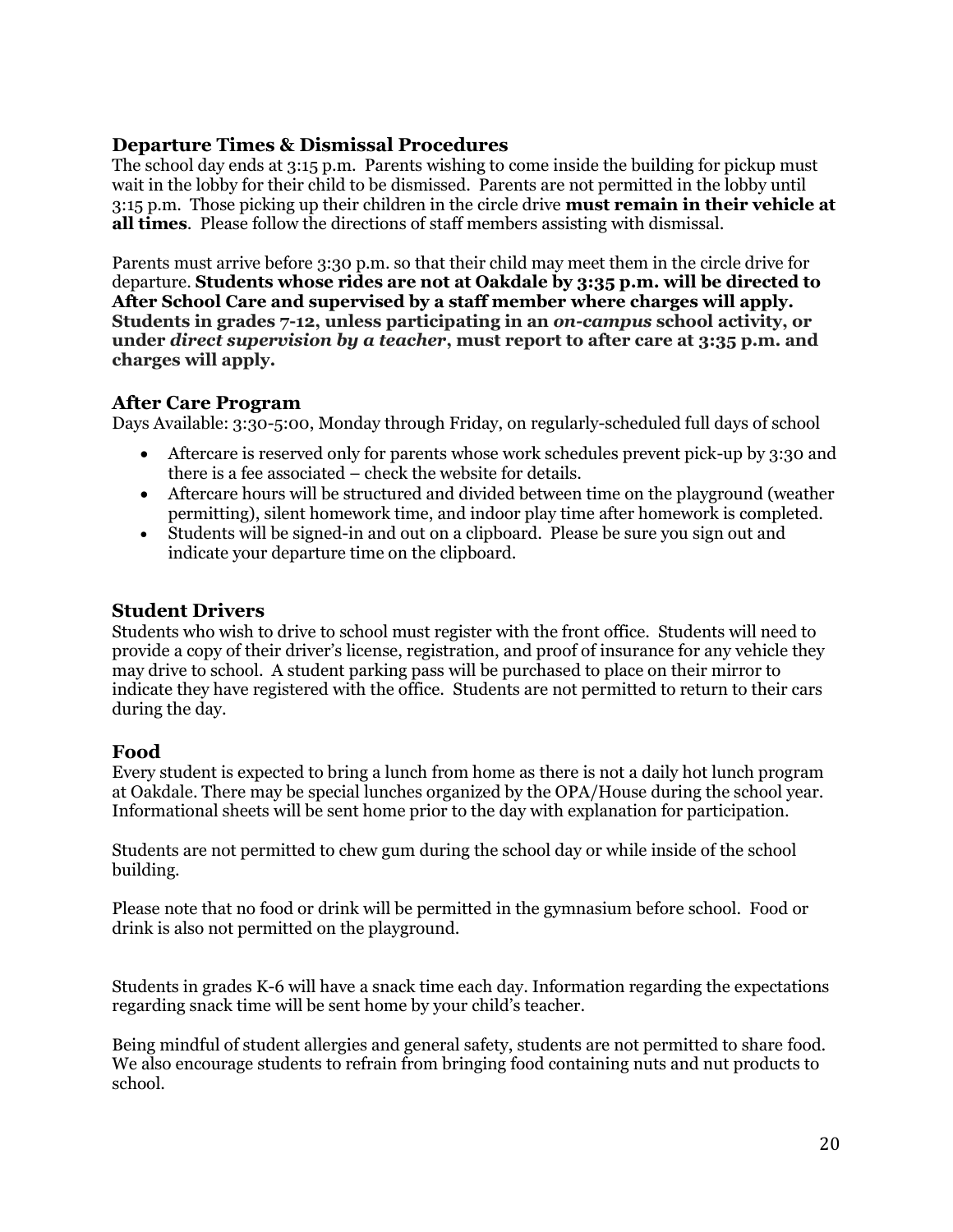## Departure Times & Dismissal Procedures

The school day ends at 3:15 p.m. Parents wishing to come inside the building for pickup must wait in the lobby for their child to be dismissed. Parents are not permitted in the lobby until 3:15 p.m. Those picking up their children in the circle drive **must remain in their vehicle at all times**. Please follow the directions of staff members assisting with dismissal.

Parents must arrive before 3:30 p.m. so that their child may meet them in the circle drive for departure. **Students whose rides are not at Oakdale by 3:35 p.m. will be directed to After School Care and supervised by a staff member where charges will apply. Students in grades 7-12, unless participating in an *on-campus* school activity, or under *direct supervision by a teacher*, must report to after care at 3:35 p.m. and charges will apply.**

## After Care Program

Days Available: 3:30-5:00, Monday through Friday, on regularly-scheduled full days of school

- Aftercare is reserved only for parents whose work schedules prevent pick-up by 3:30 and there is a fee associated – check the website for details.
- Aftercare hours will be structured and divided between time on the playground (weather permitting), silent homework time, and indoor play time after homework is completed.
- Students will be signed-in and out on a clipboard. Please be sure you sign out and indicate your departure time on the clipboard.

## Student Drivers

Students who wish to drive to school must register with the front office. Students will need to provide a copy of their driver's license, registration, and proof of insurance for any vehicle they may drive to school. A student parking pass will be purchased to place on their mirror to indicate they have registered with the office. Students are not permitted to return to their cars during the day.

## Food

Every student is expected to bring a lunch from home as there is not a daily hot lunch program at Oakdale. There may be special lunches organized by the OPA/House during the school year. Informational sheets will be sent home prior to the day with explanation for participation.

Students are not permitted to chew gum during the school day or while inside of the school building.

Please note that no food or drink will be permitted in the gymnasium before school. Food or drink is also not permitted on the playground.

Students in grades K-6 will have a snack time each day. Information regarding the expectations regarding snack time will be sent home by your child's teacher.

Being mindful of student allergies and general safety, students are not permitted to share food. We also encourage students to refrain from bringing food containing nuts and nut products to school.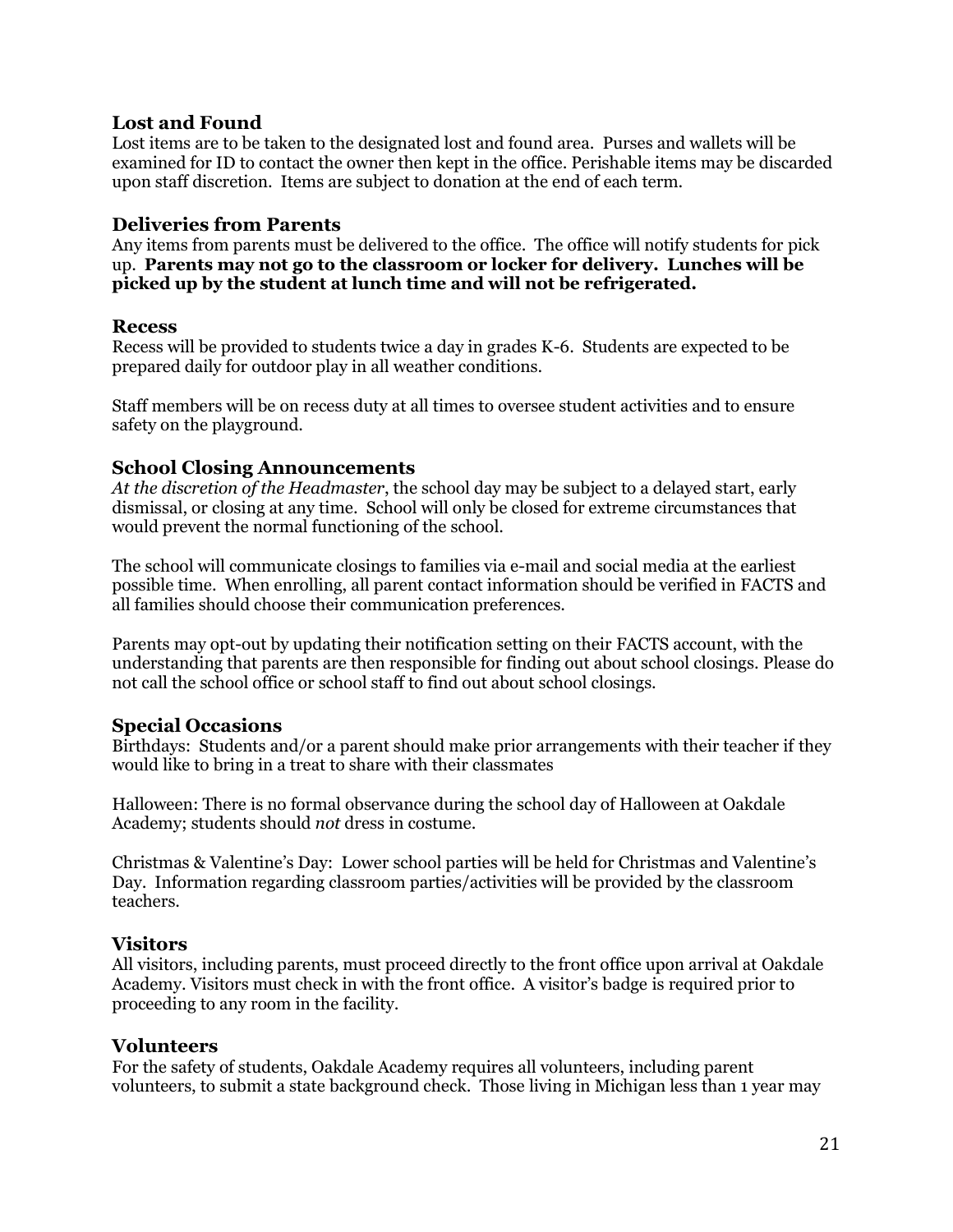### Lost and Found

Lost items are to be taken to the designated lost and found area. Purses and wallets will be examined for ID to contact the owner then kept in the office. Perishable items may be discarded upon staff discretion. Items are subject to donation at the end of each term.

### Deliveries from Parents

Any items from parents must be delivered to the office. The office will notify students for pick up. **Parents may not go to the classroom or locker for delivery. Lunches will be picked up by the student at lunch time and will not be refrigerated.**

### Recess

Recess will be provided to students twice a day in grades K-6. Students are expected to be prepared daily for outdoor play in all weather conditions.

Staff members will be on recess duty at all times to oversee student activities and to ensure safety on the playground.

### School Closing Announcements

*At the discretion of the Headmaster*, the school day may be subject to a delayed start, early dismissal, or closing at any time. School will only be closed for extreme circumstances that would prevent the normal functioning of the school.

The school will communicate closings to families via e-mail and social media at the earliest possible time. When enrolling, all parent contact information should be verified in FACTS and all families should choose their communication preferences.

Parents may opt-out by updating their notification setting on their FACTS account, with the understanding that parents are then responsible for finding out about school closings. Please do not call the school office or school staff to find out about school closings.

### Special Occasions

Birthdays: Students and/or a parent should make prior arrangements with their teacher if they would like to bring in a treat to share with their classmates

Halloween: There is no formal observance during the school day of Halloween at Oakdale Academy; students should *not* dress in costume.

Christmas & Valentine's Day: Lower school parties will be held for Christmas and Valentine's Day. Information regarding classroom parties/activities will be provided by the classroom teachers.

### Visitors

All visitors, including parents, must proceed directly to the front office upon arrival at Oakdale Academy. Visitors must check in with the front office. A visitor's badge is required prior to proceeding to any room in the facility.

### Volunteers

For the safety of students, Oakdale Academy requires all volunteers, including parent volunteers, to submit a state background check. Those living in Michigan less than 1 year may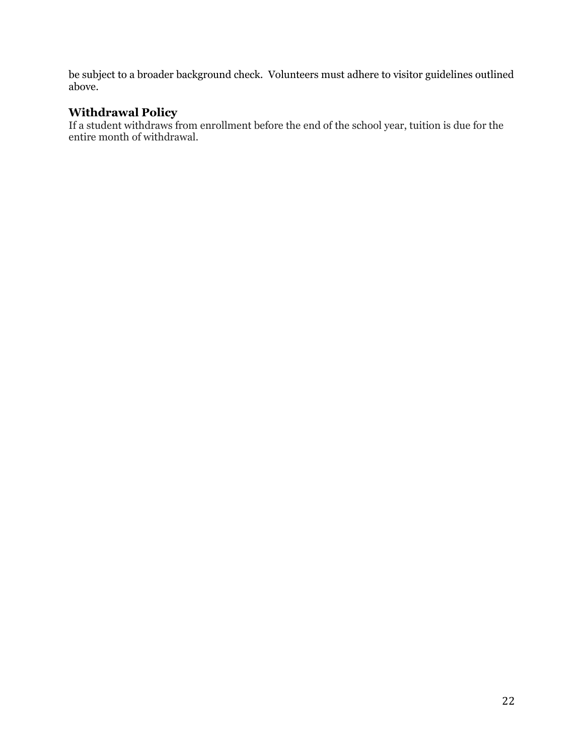be subject to a broader background check.  Volunteers must adhere to visitor guidelines outlined above.

## Withdrawal Policy

If a student withdraws from enrollment before the end of the school year, tuition is due for the entire month of withdrawal.